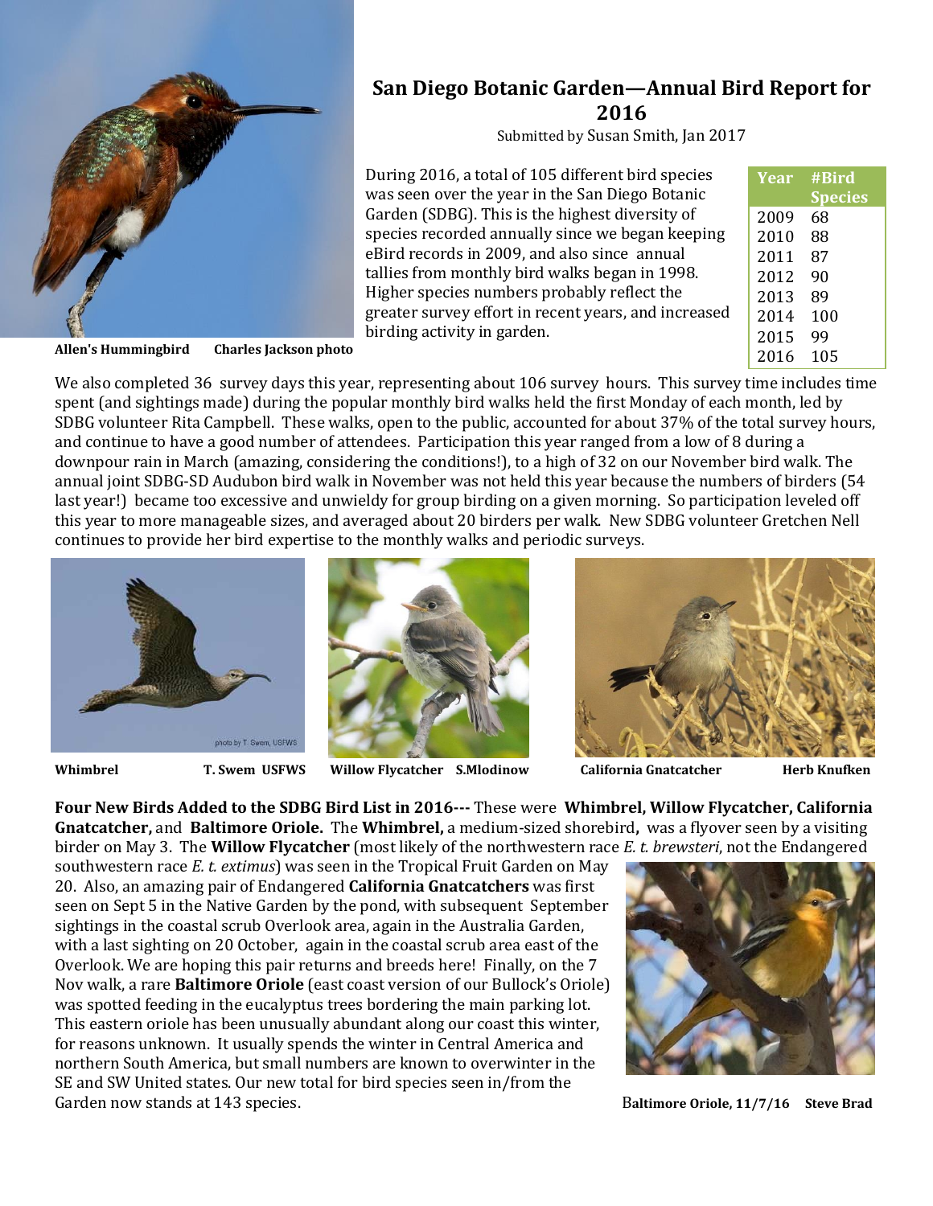# San Diego Botanic Garden—Annual Bird Report for 2016

Submitted by Susan Smith, Jan 2017

Allen's Hummingbird Charles Jackson photo

During 2016, a total of 105 different bird species was seen over the year in the San Diego Botanic Garden (SDBG). This is the highest diversity of species recorded annually since we began keeping eBird records in 2009, and also since annual tallies from monthly bird walks began in 1998. Higher species numbers probably reflect the greater survey effort in recent years, and increased birding activity in garden.

| Year | #Bird Species |
|---|---|
| 2009 | 68 |
| 2010 | 88 |
| 2011 | 87 |
| 2012 | 90 |
| 2013 | 89 |
| 2014 | 100 |
| 2015 | 99 |
| 2016 | 105 |

We also completed 36 survey days this year, representing about 106 survey hours. This survey time includes time spent (and sightings made) during the popular monthly bird walks held the first Monday of each month, led by SDBG volunteer Rita Campbell. These walks, open to the public, accounted for about 37% of the total survey hours, and continue to have a good number of attendees. Participation this year ranged from a low of 8 during a downpour rain in March (amazing, considering the conditions!), to a high of 32 on our November bird walk. The annual joint SDBG-SD Audubon bird walk in November was not held this year because the numbers of birders (54 last year!) became too excessive and unwieldy for group birding on a given morning. So participation leveled off this year to more manageable sizes, and averaged about 20 birders per walk. New SDBG volunteer Gretchen Nell continues to provide her bird expertise to the monthly walks and periodic surveys.

**Whimbrel** **T. Swem USFWS** **Willow Flycatcher S.Mlodinow** **California Gnatcatcher Herb Knufken**

**Four New Birds Added to the SDBG Bird List in 2016---** These were **Whimbrel, Willow Flycatcher, California Gnatcatcher,** and **Baltimore Oriole.** The **Whimbrel,** a medium-sized shorebird**,** was a flyover seen by a visiting birder on May 3. The **Willow Flycatcher** (most likely of the northwestern race *E. t. brewsteri*, not the Endangered southwestern race *E. t. extimus*) was seen in the Tropical Fruit Garden on May 20. Also, an amazing pair of Endangered **California Gnatcatchers** was first seen on Sept 5 in the Native Garden by the pond, with subsequent September sightings in the coastal scrub Overlook area, again in the Australia Garden, with a last sighting on 20 October, again in the coastal scrub area east of the Overlook. We are hoping this pair returns and breeds here! Finally, on the 7 Nov walk, a rare **Baltimore Oriole** (east coast version of our Bullock's Oriole) was spotted feeding in the eucalyptus trees bordering the main parking lot. This eastern oriole has been unusually abundant along our coast this winter, for reasons unknown. It usually spends the winter in Central America and northern South America, but small numbers are known to overwinter in the SE and SW United states. Our new total for bird species seen in/from the Garden now stands at 143 species.

**Baltimore Oriole, 11/7/16 Steve Brad**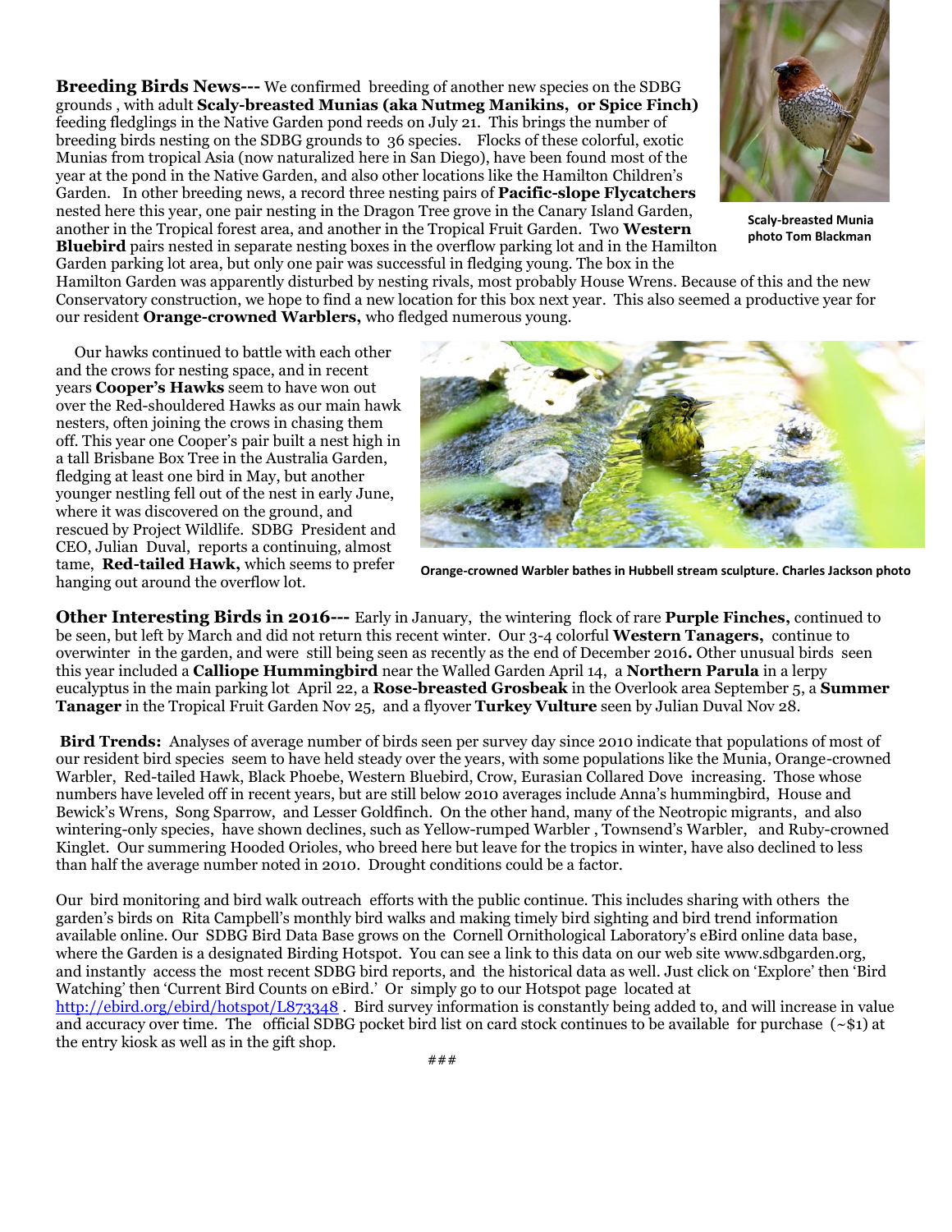**Breeding Birds News---** We confirmed breeding of another new species on the SDBG grounds , with adult **Scaly-breasted Munias (aka Nutmeg Manikins, or Spice Finch)** feeding fledglings in the Native Garden pond reeds on July 21. This brings the number of breeding birds nesting on the SDBG grounds to 36 species. Flocks of these colorful, exotic Munias from tropical Asia (now naturalized here in San Diego), have been found most of the year at the pond in the Native Garden, and also other locations like the Hamilton Children's Garden. In other breeding news, a record three nesting pairs of **Pacific-slope Flycatchers** nested here this year, one pair nesting in the Dragon Tree grove in the Canary Island Garden, another in the Tropical forest area, and another in the Tropical Fruit Garden. Two **Western Bluebird** pairs nested in separate nesting boxes in the overflow parking lot and in the Hamilton Garden parking lot area, but only one pair was successful in fledging young. The box in the Hamilton Garden was apparently disturbed by nesting rivals, most probably House Wrens. Because of this and the new Conservatory construction, we hope to find a new location for this box next year. This also seemed a productive year for our resident **Orange-crowned Warblers,** who fledged numerous young.

Scaly-breasted Munia photo Tom Blackman

Our hawks continued to battle with each other and the crows for nesting space, and in recent years **Cooper's Hawks** seem to have won out over the Red-shouldered Hawks as our main hawk nesters, often joining the crows in chasing them off. This year one Cooper's pair built a nest high in a tall Brisbane Box Tree in the Australia Garden, fledging at least one bird in May, but another younger nestling fell out of the nest in early June, where it was discovered on the ground, and rescued by Project Wildlife. SDBG President and CEO, Julian Duval, reports a continuing, almost tame, **Red-tailed Hawk,** which seems to prefer hanging out around the overflow lot.

Orange-crowned Warbler bathes in Hubbell stream sculpture. Charles Jackson photo

**Other Interesting Birds in 2016---** Early in January, the wintering flock of rare **Purple Finches,** continued to be seen, but left by March and did not return this recent winter. Our 3-4 colorful **Western Tanagers,** continue to overwinter in the garden, and were still being seen as recently as the end of December 2016**.** Other unusual birds seen this year included a **Calliope Hummingbird** near the Walled Garden April 14, a **Northern Parula** in a lerpy eucalyptus in the main parking lot April 22, a **Rose-breasted Grosbeak** in the Overlook area September 5, a **Summer Tanager** in the Tropical Fruit Garden Nov 25, and a flyover **Turkey Vulture** seen by Julian Duval Nov 28.

**Bird Trends:** Analyses of average number of birds seen per survey day since 2010 indicate that populations of most of our resident bird species seem to have held steady over the years, with some populations like the Munia, Orange-crowned Warbler, Red-tailed Hawk, Black Phoebe, Western Bluebird, Crow, Eurasian Collared Dove increasing. Those whose numbers have leveled off in recent years, but are still below 2010 averages include Anna's hummingbird, House and Bewick's Wrens, Song Sparrow, and Lesser Goldfinch. On the other hand, many of the Neotropic migrants, and also wintering-only species, have shown declines, such as Yellow-rumped Warbler , Townsend's Warbler, and Ruby-crowned Kinglet. Our summering Hooded Orioles, who breed here but leave for the tropics in winter, have also declined to less than half the average number noted in 2010. Drought conditions could be a factor.

Our bird monitoring and bird walk outreach efforts with the public continue. This includes sharing with others the garden's birds on Rita Campbell's monthly bird walks and making timely bird sighting and bird trend information available online. Our SDBG Bird Data Base grows on the Cornell Ornithological Laboratory's eBird online data base, where the Garden is a designated Birding Hotspot. You can see a link to this data on our web site www.sdbgarden.org, and instantly access the most recent SDBG bird reports, and the historical data as well. Just click on 'Explore' then 'Bird Watching' then 'Current Bird Counts on eBird.' Or simply go to our Hotspot page located at http://ebird.org/ebird/hotspot/L873348 . Bird survey information is constantly being added to, and will increase in value and accuracy over time. The official SDBG pocket bird list on card stock continues to be available for purchase (~$1) at the entry kiosk as well as in the gift shop.

###